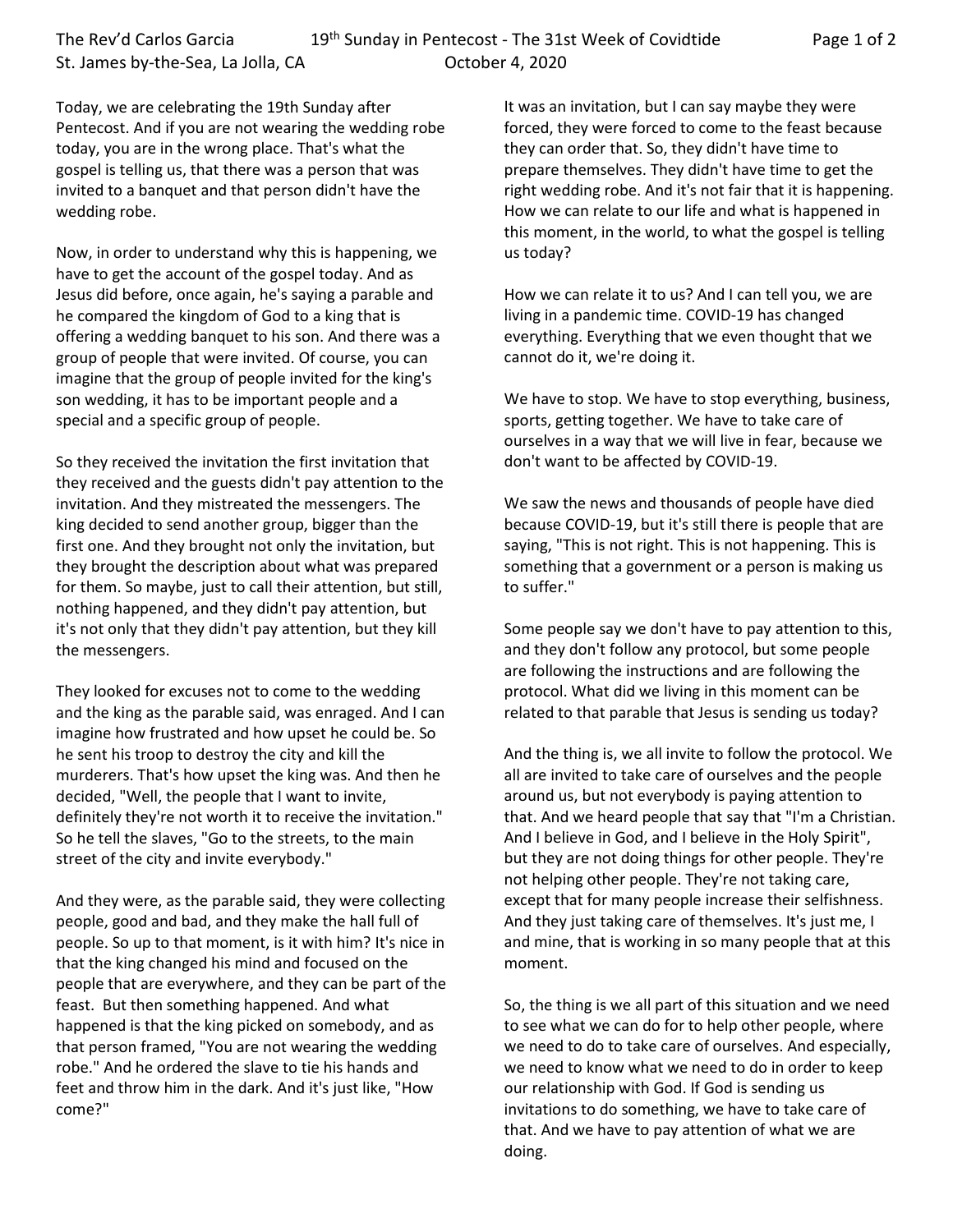Today, we are celebrating the 19th Sunday after Pentecost. And if you are not wearing the wedding robe today, you are in the wrong place. That's what the gospel is telling us, that there was a person that was invited to a banquet and that person didn't have the wedding robe.

Now, in order to understand why this is happening, we have to get the account of the gospel today. And as Jesus did before, once again, he's saying a parable and he compared the kingdom of God to a king that is offering a wedding banquet to his son. And there was a group of people that were invited. Of course, you can imagine that the group of people invited for the king's son wedding, it has to be important people and a special and a specific group of people.

So they received the invitation the first invitation that they received and the guests didn't pay attention to the invitation. And they mistreated the messengers. The king decided to send another group, bigger than the first one. And they brought not only the invitation, but they brought the description about what was prepared for them. So maybe, just to call their attention, but still, nothing happened, and they didn't pay attention, but it's not only that they didn't pay attention, but they kill the messengers.

They looked for excuses not to come to the wedding and the king as the parable said, was enraged. And I can imagine how frustrated and how upset he could be. So he sent his troop to destroy the city and kill the murderers. That's how upset the king was. And then he decided, "Well, the people that I want to invite, definitely they're not worth it to receive the invitation." So he tell the slaves, "Go to the streets, to the main street of the city and invite everybody."

And they were, as the parable said, they were collecting people, good and bad, and they make the hall full of people. So up to that moment, is it with him? It's nice in that the king changed his mind and focused on the people that are everywhere, and they can be part of the feast. But then something happened. And what happened is that the king picked on somebody, and as that person framed, "You are not wearing the wedding robe." And he ordered the slave to tie his hands and feet and throw him in the dark. And it's just like, "How come?"

It was an invitation, but I can say maybe they were forced, they were forced to come to the feast because they can order that. So, they didn't have time to prepare themselves. They didn't have time to get the right wedding robe. And it's not fair that it is happening. How we can relate to our life and what is happened in this moment, in the world, to what the gospel is telling us today?

How we can relate it to us? And I can tell you, we are living in a pandemic time. COVID-19 has changed everything. Everything that we even thought that we cannot do it, we're doing it.

We have to stop. We have to stop everything, business, sports, getting together. We have to take care of ourselves in a way that we will live in fear, because we don't want to be affected by COVID-19.

We saw the news and thousands of people have died because COVID-19, but it's still there is people that are saying, "This is not right. This is not happening. This is something that a government or a person is making us to suffer."

Some people say we don't have to pay attention to this, and they don't follow any protocol, but some people are following the instructions and are following the protocol. What did we living in this moment can be related to that parable that Jesus is sending us today?

And the thing is, we all invite to follow the protocol. We all are invited to take care of ourselves and the people around us, but not everybody is paying attention to that. And we heard people that say that "I'm a Christian. And I believe in God, and I believe in the Holy Spirit", but they are not doing things for other people. They're not helping other people. They're not taking care, except that for many people increase their selfishness. And they just taking care of themselves. It's just me, I and mine, that is working in so many people that at this moment.

So, the thing is we all part of this situation and we need to see what we can do for to help other people, where we need to do to take care of ourselves. And especially, we need to know what we need to do in order to keep our relationship with God. If God is sending us invitations to do something, we have to take care of that. And we have to pay attention of what we are doing.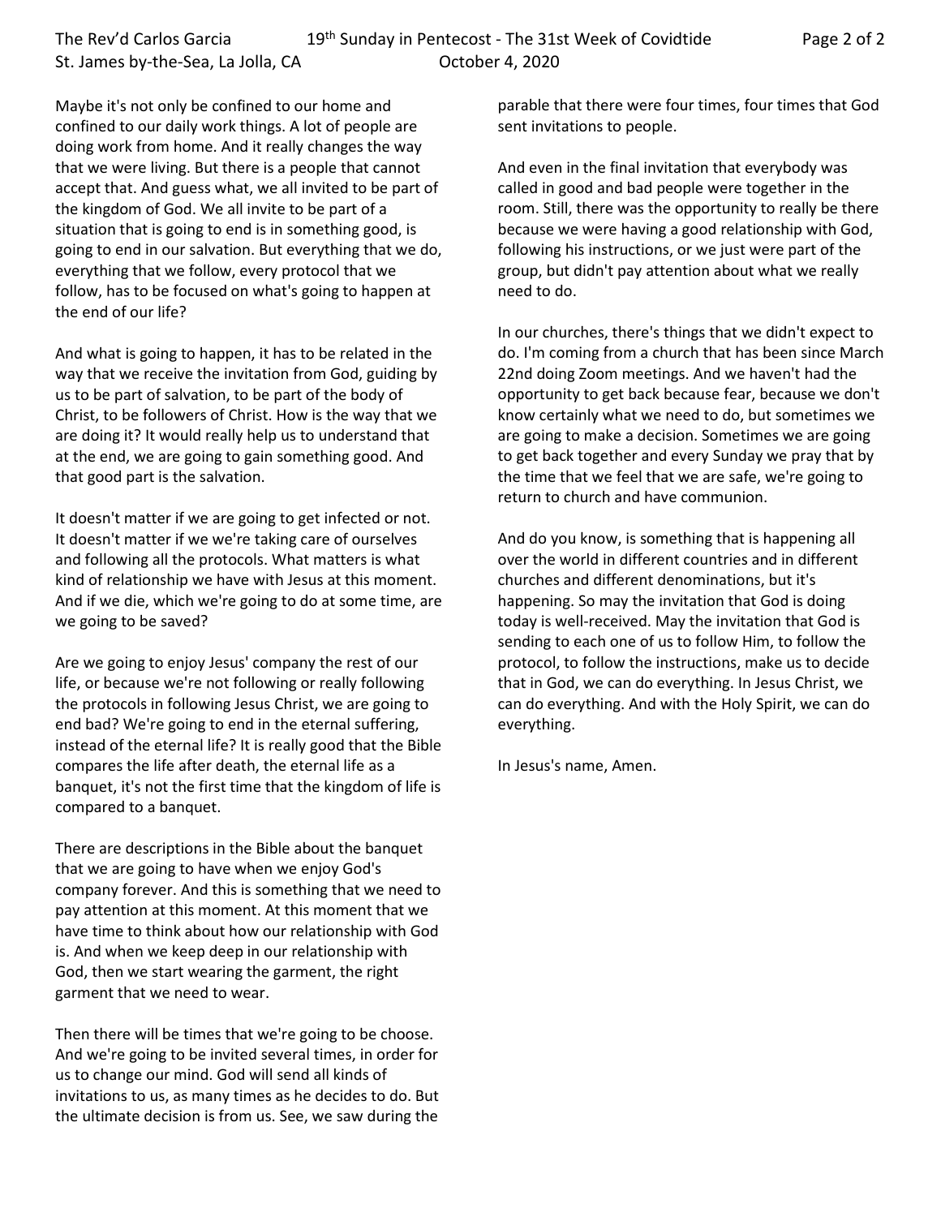Maybe it's not only be confined to our home and confined to our daily work things. A lot of people are doing work from home. And it really changes the way that we were living. But there is a people that cannot accept that. And guess what, we all invited to be part of the kingdom of God. We all invite to be part of a situation that is going to end is in something good, is going to end in our salvation. But everything that we do, everything that we follow, every protocol that we follow, has to be focused on what's going to happen at the end of our life?

And what is going to happen, it has to be related in the way that we receive the invitation from God, guiding by us to be part of salvation, to be part of the body of Christ, to be followers of Christ. How is the way that we are doing it? It would really help us to understand that at the end, we are going to gain something good. And that good part is the salvation.

It doesn't matter if we are going to get infected or not. It doesn't matter if we we're taking care of ourselves and following all the protocols. What matters is what kind of relationship we have with Jesus at this moment. And if we die, which we're going to do at some time, are we going to be saved?

Are we going to enjoy Jesus' company the rest of our life, or because we're not following or really following the protocols in following Jesus Christ, we are going to end bad? We're going to end in the eternal suffering, instead of the eternal life? It is really good that the Bible compares the life after death, the eternal life as a banquet, it's not the first time that the kingdom of life is compared to a banquet.

There are descriptions in the Bible about the banquet that we are going to have when we enjoy God's company forever. And this is something that we need to pay attention at this moment. At this moment that we have time to think about how our relationship with God is. And when we keep deep in our relationship with God, then we start wearing the garment, the right garment that we need to wear.

Then there will be times that we're going to be choose. And we're going to be invited several times, in order for us to change our mind. God will send all kinds of invitations to us, as many times as he decides to do. But the ultimate decision is from us. See, we saw during the parable that there were four times, four times that God sent invitations to people.

And even in the final invitation that everybody was called in good and bad people were together in the room. Still, there was the opportunity to really be there because we were having a good relationship with God, following his instructions, or we just were part of the group, but didn't pay attention about what we really need to do.

In our churches, there's things that we didn't expect to do. I'm coming from a church that has been since March 22nd doing Zoom meetings. And we haven't had the opportunity to get back because fear, because we don't know certainly what we need to do, but sometimes we are going to make a decision. Sometimes we are going to get back together and every Sunday we pray that by the time that we feel that we are safe, we're going to return to church and have communion.

And do you know, is something that is happening all over the world in different countries and in different churches and different denominations, but it's happening. So may the invitation that God is doing today is well-received. May the invitation that God is sending to each one of us to follow Him, to follow the protocol, to follow the instructions, make us to decide that in God, we can do everything. In Jesus Christ, we can do everything. And with the Holy Spirit, we can do everything.

In Jesus's name, Amen.